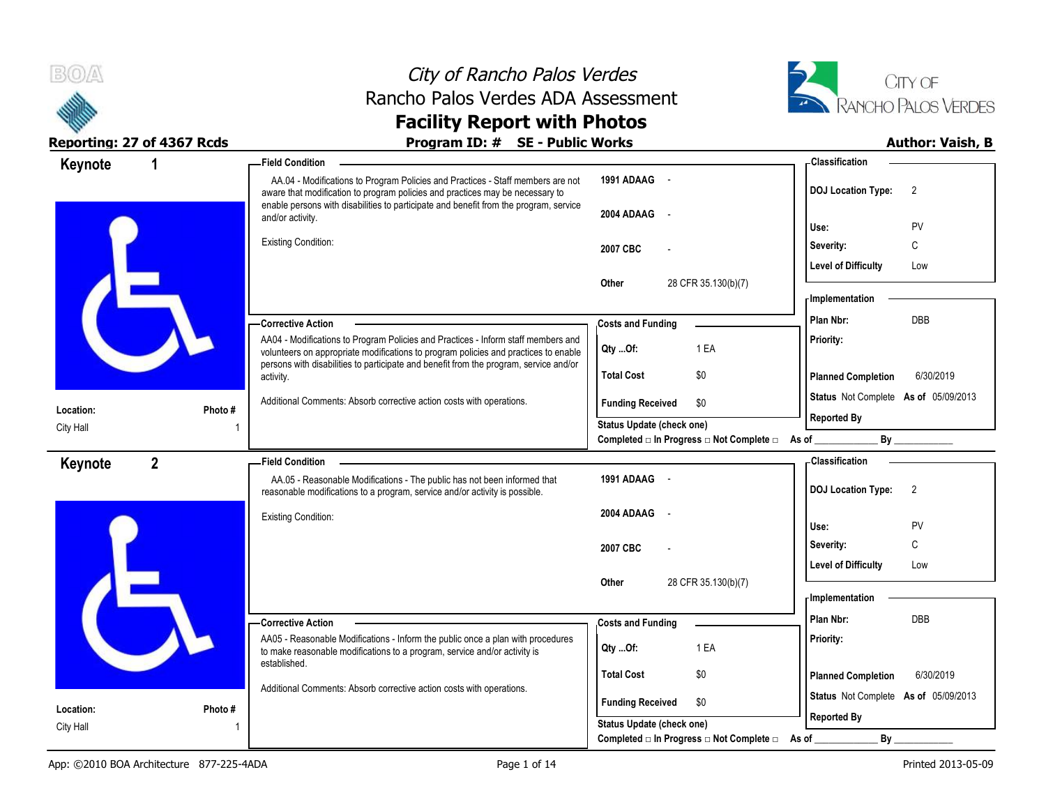# City of Rancho Palos Verdes
## Rancho Palos Verdes ADA Assessment
## Facility Report with Photos

**Reporting: 27 of 4367 Rcds** **Program ID: # SE - Public Works** **Author: Vaish, B**

---

## Keynote 1

**Location:** City Hall
**Photo #** 1

**Field Condition**

AA.04 - Modifications to Program Policies and Practices - Staff members are not aware that modification to program policies and practices may be necessary to enable persons with disabilities to participate and benefit from the program, service and/or activity.

Existing Condition:

| | |
|---|---|
| **1991 ADAAG** | - |
| **2004 ADAAG** | - |
| **2007 CBC** | - |
| **Other** | 28 CFR 35.130(b)(7) |

**Classification**

| | |
|---|---|
| **DOJ Location Type:** | 2 |
| **Use:** | PV |
| **Severity:** | C |
| **Level of Difficulty** | Low |

**Corrective Action**

AA04 - Modifications to Program Policies and Practices - Inform staff members and volunteers on appropriate modifications to program policies and practices to enable persons with disabilities to participate and benefit from the program, service and/or activity.

Additional Comments: Absorb corrective action costs with operations.

**Costs and Funding**

| | |
|---|---|
| **Qty ...Of:** | 1 EA |
| **Total Cost** | $0 |
| **Funding Received** | $0 |

**Implementation**

| | |
|---|---|
| **Plan Nbr:** | DBB |
| **Priority:** | |
| **Planned Completion** | 6/30/2019 |
| **Status** | Not Complete **As of** 05/09/2013 |
| **Reported By** | |

**Status Update (check one)**
Completed □ In Progress □ Not Complete □ As of ____________ By ____________

---

## Keynote 2

**Location:** City Hall
**Photo #** 1

**Field Condition**

AA.05 - Reasonable Modifications - The public has not been informed that reasonable modifications to a program, service and/or activity is possible.

Existing Condition:

| | |
|---|---|
| **1991 ADAAG** | - |
| **2004 ADAAG** | - |
| **2007 CBC** | - |
| **Other** | 28 CFR 35.130(b)(7) |

**Classification**

| | |
|---|---|
| **DOJ Location Type:** | 2 |
| **Use:** | PV |
| **Severity:** | C |
| **Level of Difficulty** | Low |

**Corrective Action**

AA05 - Reasonable Modifications - Inform the public once a plan with procedures to make reasonable modifications to a program, service and/or activity is established.

Additional Comments: Absorb corrective action costs with operations.

**Costs and Funding**

| | |
|---|---|
| **Qty ...Of:** | 1 EA |
| **Total Cost** | $0 |
| **Funding Received** | $0 |

**Implementation**

| | |
|---|---|
| **Plan Nbr:** | DBB |
| **Priority:** | |
| **Planned Completion** | 6/30/2019 |
| **Status** | Not Complete **As of** 05/09/2013 |
| **Reported By** | |

**Status Update (check one)**
Completed □ In Progress □ Not Complete □ As of ____________ By ____________

---

App: ©2010 BOA Architecture 877-225-4ADA Printed 2013-05-09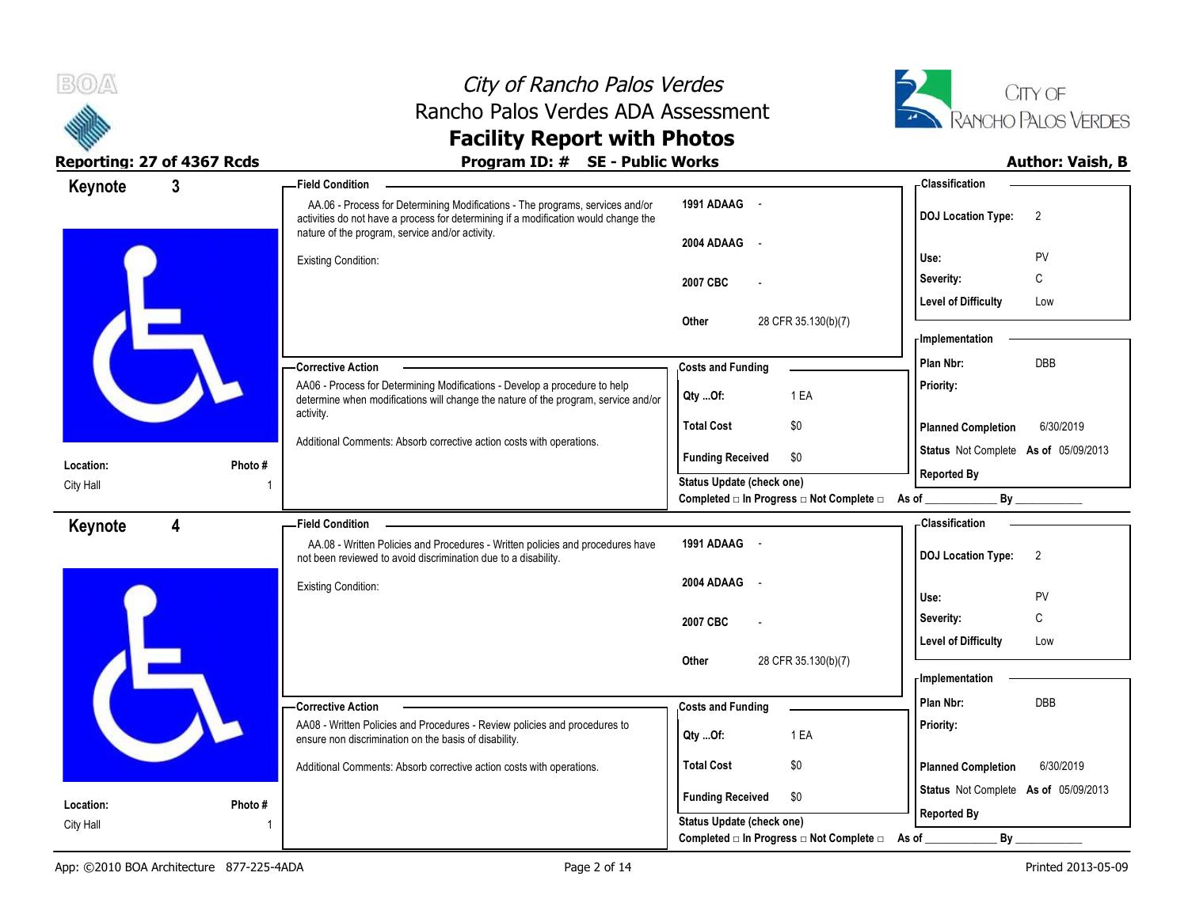# City of Rancho Palos Verdes
## Rancho Palos Verdes ADA Assessment
## Facility Report with Photos

**Reporting: 27 of 4367 Rcds** | **Program ID: # SE - Public Works** | **Author: Vaish, B**

---

## Keynote 3

**Location:** City Hall
**Photo #** 1

**Field Condition**

AA.06 - Process for Determining Modifications - The programs, services and/or activities do not have a process for determining if a modification would change the nature of the program, service and/or activity.

Existing Condition:

| | |
|---|---|
| 1991 ADAAG | - |
| 2004 ADAAG | - |
| 2007 CBC | - |
| Other | 28 CFR 35.130(b)(7) |

**Classification**

| | |
|---|---|
| DOJ Location Type: | 2 |
| Use: | PV |
| Severity: | C |
| Level of Difficulty | Low |

**Corrective Action**

AA06 - Process for Determining Modifications - Develop a procedure to help determine when modifications will change the nature of the program, service and/or activity.

Additional Comments: Absorb corrective action costs with operations.

**Costs and Funding**

| | |
|---|---|
| Qty ...Of: | 1 EA |
| Total Cost | $0 |
| Funding Received | $0 |

**Implementation**

| | |
|---|---|
| Plan Nbr: | DBB |
| Priority: | |
| Planned Completion | 6/30/2019 |
| Status | Not Complete As of 05/09/2013 |
| Reported By | |

Status Update (check one)
Completed □ In Progress □ Not Complete □ As of ____________ By ____________

---

## Keynote 4

**Location:** City Hall
**Photo #** 1

**Field Condition**

AA.08 - Written Policies and Procedures - Written policies and procedures have not been reviewed to avoid discrimination due to a disability.

Existing Condition:

| | |
|---|---|
| 1991 ADAAG | - |
| 2004 ADAAG | - |
| 2007 CBC | - |
| Other | 28 CFR 35.130(b)(7) |

**Classification**

| | |
|---|---|
| DOJ Location Type: | 2 |
| Use: | PV |
| Severity: | C |
| Level of Difficulty | Low |

**Corrective Action**

AA08 - Written Policies and Procedures - Review policies and procedures to ensure non discrimination on the basis of disability.

Additional Comments: Absorb corrective action costs with operations.

**Costs and Funding**

| | |
|---|---|
| Qty ...Of: | 1 EA |
| Total Cost | $0 |
| Funding Received | $0 |

**Implementation**

| | |
|---|---|
| Plan Nbr: | DBB |
| Priority: | |
| Planned Completion | 6/30/2019 |
| Status | Not Complete As of 05/09/2013 |
| Reported By | |

Status Update (check one)
Completed □ In Progress □ Not Complete □ As of ____________ By ____________

---

App: ©2010 BOA Architecture 877-225-4ADA | Printed 2013-05-09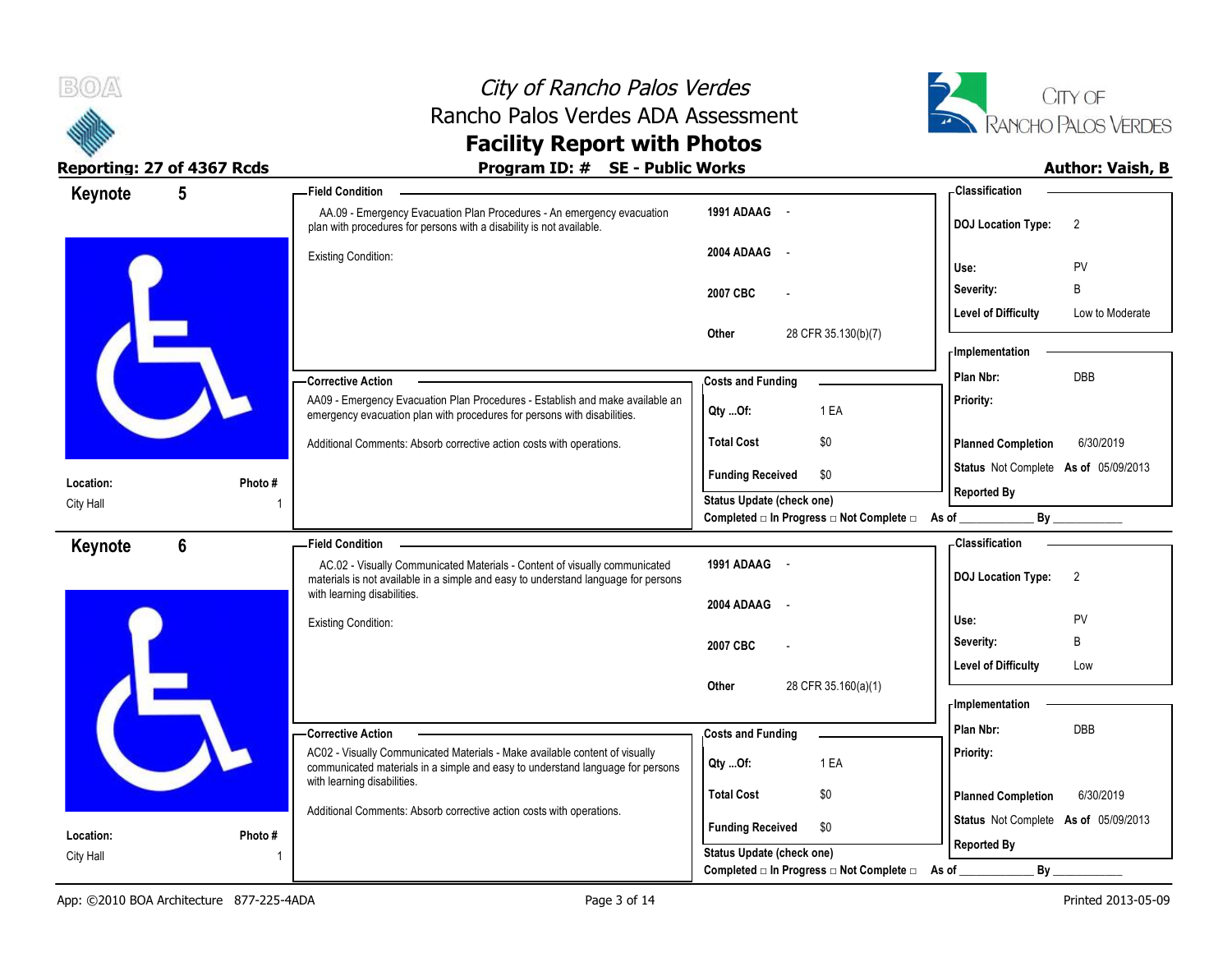# City of Rancho Palos Verdes
## Rancho Palos Verdes ADA Assessment
## Facility Report with Photos

**Reporting: 27 of 4367 Rcds** | **Program ID: # SE - Public Works** | **Author: Vaish, B**

---

## Keynote 5

**Location:** City Hall
**Photo #** 1

**Field Condition**

AA.09 - Emergency Evacuation Plan Procedures - An emergency evacuation plan with procedures for persons with a disability is not available.

Existing Condition:

| | |
|---|---|
| 1991 ADAAG | - |
| 2004 ADAAG | - |
| 2007 CBC | - |
| Other | 28 CFR 35.130(b)(7) |

**Classification**

| | |
|---|---|
| DOJ Location Type: | 2 |
| Use: | PV |
| Severity: | B |
| Level of Difficulty | Low to Moderate |

**Corrective Action**

AA09 - Emergency Evacuation Plan Procedures - Establish and make available an emergency evacuation plan with procedures for persons with disabilities.

Additional Comments: Absorb corrective action costs with operations.

**Costs and Funding**

| | |
|---|---|
| Qty ...Of: | 1 EA |
| Total Cost | $0 |
| Funding Received | $0 |

**Implementation**

| | |
|---|---|
| Plan Nbr: | DBB |
| Priority: | |
| Planned Completion | 6/30/2019 |
| Status | Not Complete **As of** 05/09/2013 |
| Reported By | |

Status Update (check one)
Completed □ In Progress □ Not Complete □ As of ____________ By ____________

---

## Keynote 6

**Location:** City Hall
**Photo #** 1

**Field Condition**

AC.02 - Visually Communicated Materials - Content of visually communicated materials is not available in a simple and easy to understand language for persons with learning disabilities.

Existing Condition:

| | |
|---|---|
| 1991 ADAAG | - |
| 2004 ADAAG | - |
| 2007 CBC | - |
| Other | 28 CFR 35.160(a)(1) |

**Classification**

| | |
|---|---|
| DOJ Location Type: | 2 |
| Use: | PV |
| Severity: | B |
| Level of Difficulty | Low |

**Corrective Action**

AC02 - Visually Communicated Materials - Make available content of visually communicated materials in a simple and easy to understand language for persons with learning disabilities.

Additional Comments: Absorb corrective action costs with operations.

**Costs and Funding**

| | |
|---|---|
| Qty ...Of: | 1 EA |
| Total Cost | $0 |
| Funding Received | $0 |

**Implementation**

| | |
|---|---|
| Plan Nbr: | DBB |
| Priority: | |
| Planned Completion | 6/30/2019 |
| Status | Not Complete **As of** 05/09/2013 |
| Reported By | |

Status Update (check one)
Completed □ In Progress □ Not Complete □ As of ____________ By ____________

App: ©2010 BOA Architecture 877-225-4ADA | Printed 2013-05-09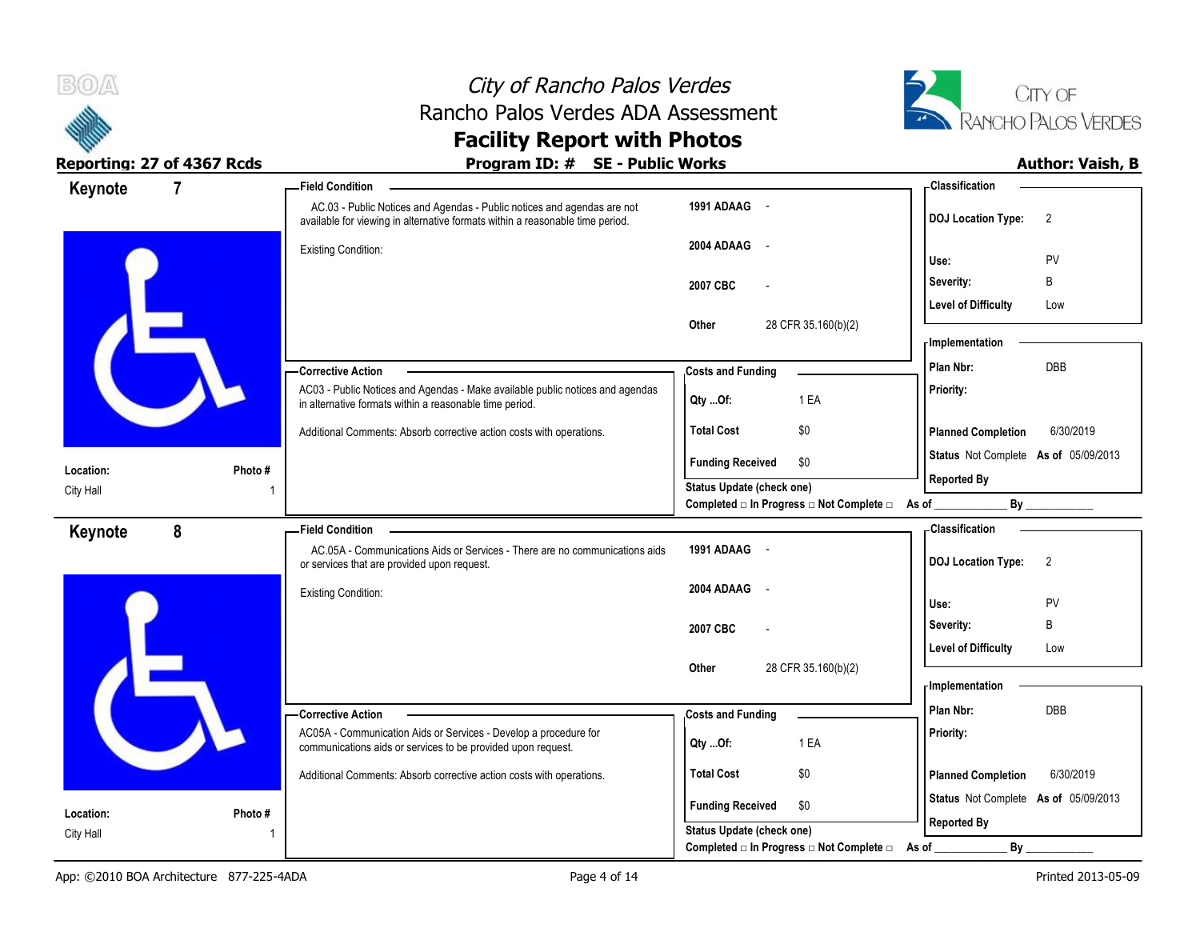# City of Rancho Palos Verdes
## Rancho Palos Verdes ADA Assessment
## Facility Report with Photos

**Reporting: 27 of 4367 Rcds** | **Program ID: # SE - Public Works** | **Author: Vaish, B**

---

## Keynote 7

**Location:** City Hall
**Photo #** 1

**Field Condition**

AC.03 - Public Notices and Agendas - Public notices and agendas are not available for viewing in alternative formats within a reasonable time period.

Existing Condition:

| | |
|---|---|
| 1991 ADAAG | - |
| 2004 ADAAG | - |
| 2007 CBC | - |
| Other | 28 CFR 35.160(b)(2) |

**Classification**

| | |
|---|---|
| DOJ Location Type: | 2 |
| Use: | PV |
| Severity: | B |
| Level of Difficulty | Low |

**Corrective Action**

AC03 - Public Notices and Agendas - Make available public notices and agendas in alternative formats within a reasonable time period.

Additional Comments: Absorb corrective action costs with operations.

**Costs and Funding**

| | |
|---|---|
| Qty ...Of: | 1 EA |
| Total Cost | $0 |
| Funding Received | $0 |

**Implementation**

| | |
|---|---|
| Plan Nbr: | DBB |
| Priority: | |
| Planned Completion | 6/30/2019 |
| Status | Not Complete As of 05/09/2013 |
| Reported By | |

Status Update (check one)
Completed □ In Progress □ Not Complete □ As of ____________ By ____________

---

## Keynote 8

**Location:** City Hall
**Photo #** 1

**Field Condition**

AC.05A - Communications Aids or Services - There are no communications aids or services that are provided upon request.

Existing Condition:

| | |
|---|---|
| 1991 ADAAG | - |
| 2004 ADAAG | - |
| 2007 CBC | - |
| Other | 28 CFR 35.160(b)(2) |

**Classification**

| | |
|---|---|
| DOJ Location Type: | 2 |
| Use: | PV |
| Severity: | B |
| Level of Difficulty | Low |

**Corrective Action**

AC05A - Communication Aids or Services - Develop a procedure for communications aids or services to be provided upon request.

Additional Comments: Absorb corrective action costs with operations.

**Costs and Funding**

| | |
|---|---|
| Qty ...Of: | 1 EA |
| Total Cost | $0 |
| Funding Received | $0 |

**Implementation**

| | |
|---|---|
| Plan Nbr: | DBB |
| Priority: | |
| Planned Completion | 6/30/2019 |
| Status | Not Complete As of 05/09/2013 |
| Reported By | |

Status Update (check one)
Completed □ In Progress □ Not Complete □ As of ____________ By ____________

---

App: ©2010 BOA Architecture 877-225-4ADA | Printed 2013-05-09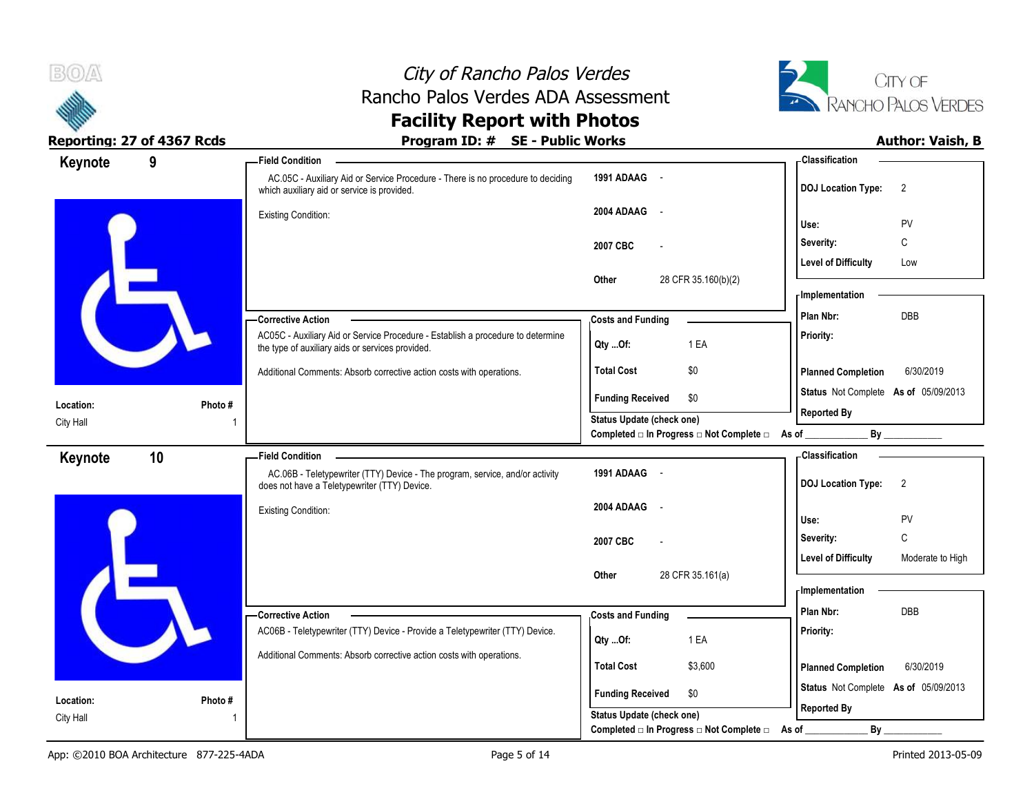# City of Rancho Palos Verdes
## Rancho Palos Verdes ADA Assessment
## Facility Report with Photos

**Reporting: 27 of 4367 Rcds** — **Program ID: # SE - Public Works** — **Author: Vaish, B**

---

## Keynote 9

**Location:** City Hall
**Photo #** 1

**Field Condition**

AC.05C - Auxiliary Aid or Service Procedure - There is no procedure to deciding which auxiliary aid or service is provided.

Existing Condition:

| | |
|---|---|
| 1991 ADAAG | - |
| 2004 ADAAG | - |
| 2007 CBC | - |
| Other | 28 CFR 35.160(b)(2) |

**Classification**

| | |
|---|---|
| DOJ Location Type: | 2 |
| Use: | PV |
| Severity: | C |
| Level of Difficulty | Low |

**Corrective Action**

AC05C - Auxiliary Aid or Service Procedure - Establish a procedure to determine the type of auxiliary aids or services provided.

Additional Comments: Absorb corrective action costs with operations.

**Costs and Funding**

| | |
|---|---|
| Qty ...Of: | 1 EA |
| Total Cost | $0 |
| Funding Received | $0 |

**Implementation**

| | |
|---|---|
| Plan Nbr: | DBB |
| Priority: | |
| Planned Completion | 6/30/2019 |
| Status | Not Complete As of 05/09/2013 |
| Reported By | |

Status Update (check one)
Completed □ In Progress □ Not Complete □ As of ____________ By ____________

---

## Keynote 10

**Location:** City Hall
**Photo #** 1

**Field Condition**

AC.06B - Teletypewriter (TTY) Device - The program, service, and/or activity does not have a Teletypewriter (TTY) Device.

Existing Condition:

| | |
|---|---|
| 1991 ADAAG | - |
| 2004 ADAAG | - |
| 2007 CBC | - |
| Other | 28 CFR 35.161(a) |

**Classification**

| | |
|---|---|
| DOJ Location Type: | 2 |
| Use: | PV |
| Severity: | C |
| Level of Difficulty | Moderate to High |

**Corrective Action**

AC06B - Teletypewriter (TTY) Device - Provide a Teletypewriter (TTY) Device.

Additional Comments: Absorb corrective action costs with operations.

**Costs and Funding**

| | |
|---|---|
| Qty ...Of: | 1 EA |
| Total Cost | $3,600 |
| Funding Received | $0 |

**Implementation**

| | |
|---|---|
| Plan Nbr: | DBB |
| Priority: | |
| Planned Completion | 6/30/2019 |
| Status | Not Complete As of 05/09/2013 |
| Reported By | |

Status Update (check one)
Completed □ In Progress □ Not Complete □ As of ____________ By ____________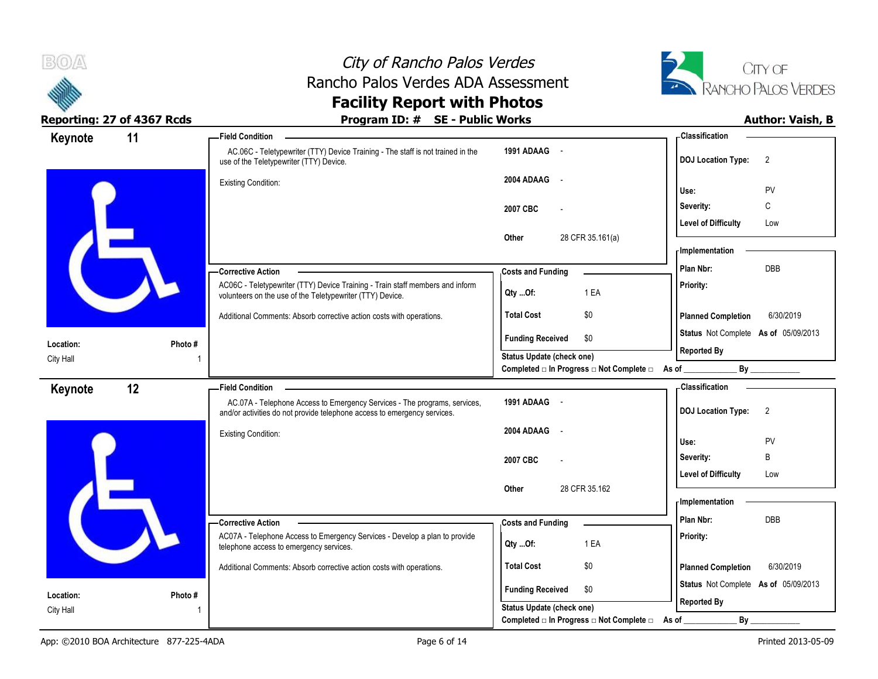# City of Rancho Palos Verdes
## Rancho Palos Verdes ADA Assessment
## Facility Report with Photos

**Reporting: 27 of 4367 Rcds** | **Program ID: # SE - Public Works** | **Author: Vaish, B**

---

## Keynote 11

**Location:** City Hall
**Photo #** 1

**Field Condition**

AC.06C - Teletypewriter (TTY) Device Training - The staff is not trained in the use of the Teletypewriter (TTY) Device.

Existing Condition:

| | |
|---|---|
| 1991 ADAAG | - |
| 2004 ADAAG | - |
| 2007 CBC | - |
| Other | 28 CFR 35.161(a) |

**Corrective Action**

AC06C - Teletypewriter (TTY) Device Training - Train staff members and inform volunteers on the use of the Teletypewriter (TTY) Device.

Additional Comments: Absorb corrective action costs with operations.

**Costs and Funding**

| | |
|---|---|
| Qty ...Of: | 1 EA |
| Total Cost | $0 |
| Funding Received | $0 |

Status Update (check one)
Completed □ In Progress □ Not Complete □ As of ____________ By ____________

**Classification**

| | |
|---|---|
| DOJ Location Type: | 2 |
| Use: | PV |
| Severity: | C |
| Level of Difficulty | Low |

**Implementation**

| | |
|---|---|
| Plan Nbr: | DBB |
| Priority: | |
| Planned Completion | 6/30/2019 |
| Status | Not Complete As of 05/09/2013 |
| Reported By | |

---

## Keynote 12

**Location:** City Hall
**Photo #** 1

**Field Condition**

AC.07A - Telephone Access to Emergency Services - The programs, services, and/or activities do not provide telephone access to emergency services.

Existing Condition:

| | |
|---|---|
| 1991 ADAAG | - |
| 2004 ADAAG | - |
| 2007 CBC | - |
| Other | 28 CFR 35.162 |

**Corrective Action**

AC07A - Telephone Access to Emergency Services - Develop a plan to provide telephone access to emergency services.

Additional Comments: Absorb corrective action costs with operations.

**Costs and Funding**

| | |
|---|---|
| Qty ...Of: | 1 EA |
| Total Cost | $0 |
| Funding Received | $0 |

Status Update (check one)
Completed □ In Progress □ Not Complete □ As of ____________ By ____________

**Classification**

| | |
|---|---|
| DOJ Location Type: | 2 |
| Use: | PV |
| Severity: | B |
| Level of Difficulty | Low |

**Implementation**

| | |
|---|---|
| Plan Nbr: | DBB |
| Priority: | |
| Planned Completion | 6/30/2019 |
| Status | Not Complete As of 05/09/2013 |
| Reported By | |

App: ©2010 BOA Architecture 877-225-4ADA | Printed 2013-05-09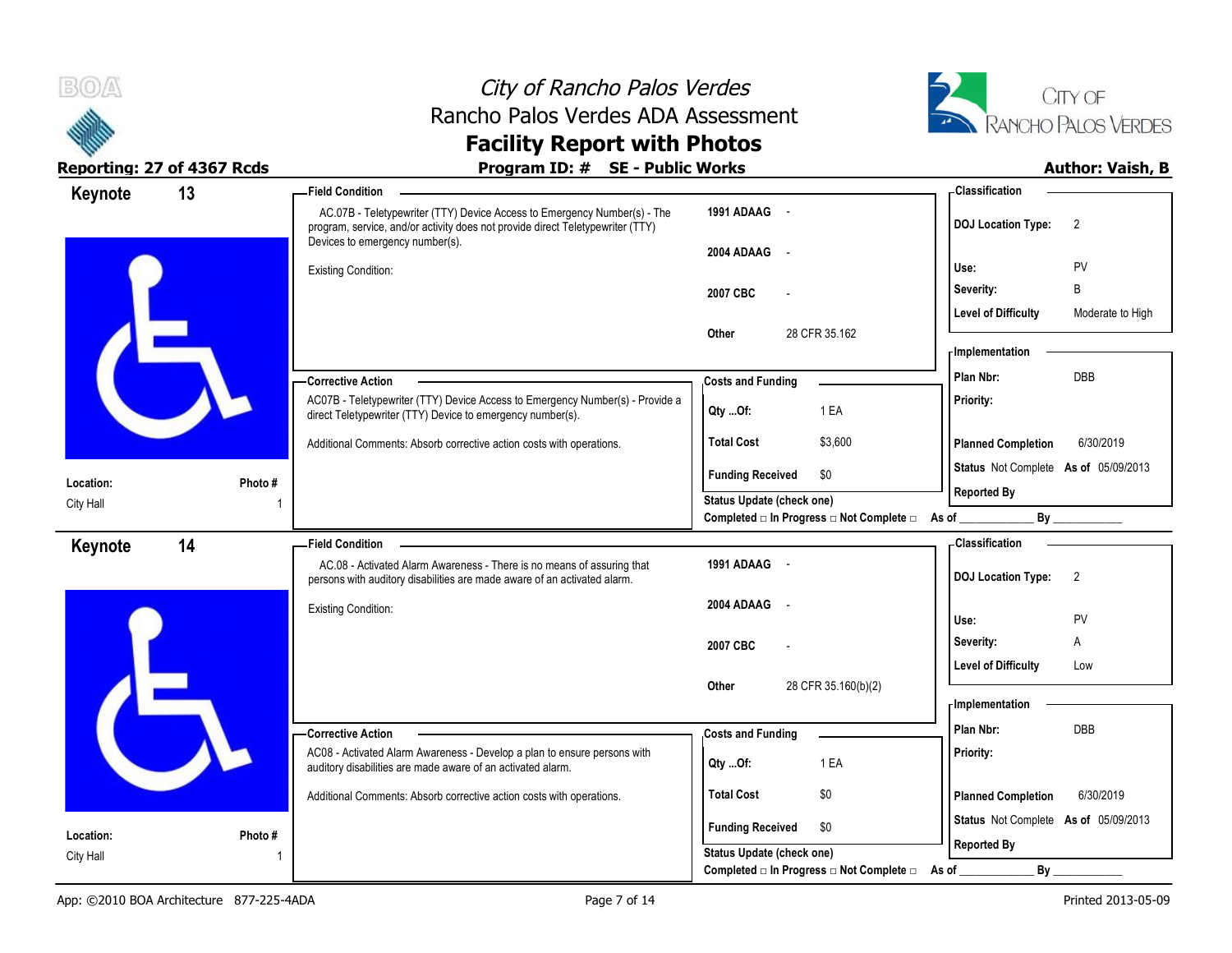# City of Rancho Palos Verdes
## Rancho Palos Verdes ADA Assessment
## Facility Report with Photos

**Reporting: 27 of 4367 Rcds** — **Program ID: # SE - Public Works** — **Author: Vaish, B**

---

### Keynote 13

**Location:** City Hall
**Photo #:** 1

**Field Condition**

AC.07B - Teletypewriter (TTY) Device Access to Emergency Number(s) - The program, service, and/or activity does not provide direct Teletypewriter (TTY) Devices to emergency number(s).

Existing Condition:

| | |
|---|---|
| 1991 ADAAG | - |
| 2004 ADAAG | - |
| 2007 CBC | - |
| Other | 28 CFR 35.162 |

**Corrective Action**

AC07B - Teletypewriter (TTY) Device Access to Emergency Number(s) - Provide a direct Teletypewriter (TTY) Device to emergency number(s).

Additional Comments: Absorb corrective action costs with operations.

**Costs and Funding**

| | |
|---|---|
| Qty ...Of: | 1 EA |
| Total Cost | $3,600 |
| Funding Received | $0 |

Status Update (check one)
Completed □ In Progress □ Not Complete □ As of ____________ By ____________

**Classification**

| | |
|---|---|
| DOJ Location Type: | 2 |
| Use: | PV |
| Severity: | B |
| Level of Difficulty | Moderate to High |

**Implementation**

| | |
|---|---|
| Plan Nbr: | DBB |
| Priority: | |
| Planned Completion | 6/30/2019 |
| Status | Not Complete As of 05/09/2013 |
| Reported By | |

---

### Keynote 14

**Location:** City Hall
**Photo #:** 1

**Field Condition**

AC.08 - Activated Alarm Awareness - There is no means of assuring that persons with auditory disabilities are made aware of an activated alarm.

Existing Condition:

| | |
|---|---|
| 1991 ADAAG | - |
| 2004 ADAAG | - |
| 2007 CBC | - |
| Other | 28 CFR 35.160(b)(2) |

**Corrective Action**

AC08 - Activated Alarm Awareness - Develop a plan to ensure persons with auditory disabilities are made aware of an activated alarm.

Additional Comments: Absorb corrective action costs with operations.

**Costs and Funding**

| | |
|---|---|
| Qty ...Of: | 1 EA |
| Total Cost | $0 |
| Funding Received | $0 |

Status Update (check one)
Completed □ In Progress □ Not Complete □ As of ____________ By ____________

**Classification**

| | |
|---|---|
| DOJ Location Type: | 2 |
| Use: | PV |
| Severity: | A |
| Level of Difficulty | Low |

**Implementation**

| | |
|---|---|
| Plan Nbr: | DBB |
| Priority: | |
| Planned Completion | 6/30/2019 |
| Status | Not Complete As of 05/09/2013 |
| Reported By | |

App: ©2010 BOA Architecture 877-225-4ADA — Printed 2013-05-09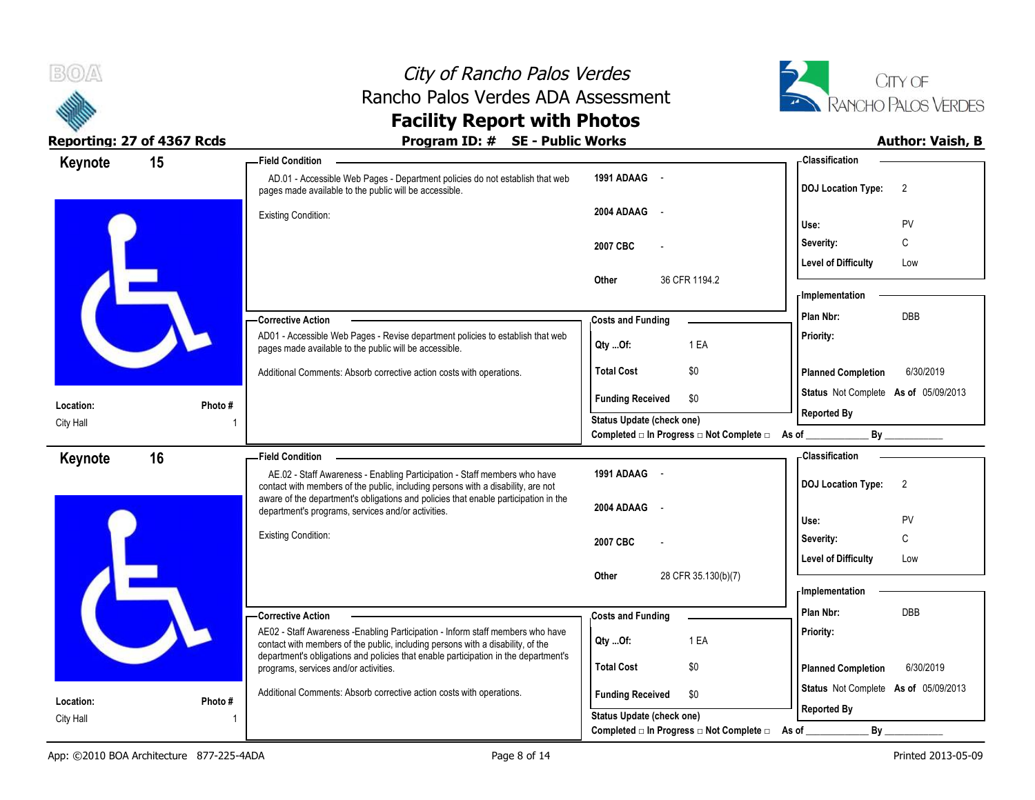# City of Rancho Palos Verdes

## Rancho Palos Verdes ADA Assessment

## Facility Report with Photos

**Reporting: 27 of 4367 Rcds** | **Program ID: # SE - Public Works** | **Author: Vaish, B**

---

## Keynote 15

**Location:** City Hall
**Photo #** 1

**Field Condition**

AD.01 - Accessible Web Pages - Department policies do not establish that web pages made available to the public will be accessible.

Existing Condition:

| | |
|---|---|
| 1991 ADAAG | - |
| 2004 ADAAG | - |
| 2007 CBC | - |
| Other | 36 CFR 1194.2 |

**Corrective Action**

AD01 - Accessible Web Pages - Revise department policies to establish that web pages made available to the public will be accessible.

Additional Comments: Absorb corrective action costs with operations.

**Costs and Funding**

| | |
|---|---|
| Qty ...Of: | 1 EA |
| Total Cost | $0 |
| Funding Received | $0 |

Status Update (check one)
Completed □ In Progress □ Not Complete □ As of ____________ By ____________

**Classification**

| | |
|---|---|
| DOJ Location Type: | 2 |
| Use: | PV |
| Severity: | C |
| Level of Difficulty | Low |

**Implementation**

| | |
|---|---|
| Plan Nbr: | DBB |
| Priority: | |
| Planned Completion | 6/30/2019 |
| Status | Not Complete As of 05/09/2013 |
| Reported By | |

---

## Keynote 16

**Location:** City Hall
**Photo #** 1

**Field Condition**

AE.02 - Staff Awareness - Enabling Participation - Staff members who have contact with members of the public, including persons with a disability, are not aware of the department's obligations and policies that enable participation in the department's programs, services and/or activities.

Existing Condition:

| | |
|---|---|
| 1991 ADAAG | - |
| 2004 ADAAG | - |
| 2007 CBC | - |
| Other | 28 CFR 35.130(b)(7) |

**Corrective Action**

AE02 - Staff Awareness -Enabling Participation - Inform staff members who have contact with members of the public, including persons with a disability, of the department's obligations and policies that enable participation in the department's programs, services and/or activities.

Additional Comments: Absorb corrective action costs with operations.

**Costs and Funding**

| | |
|---|---|
| Qty ...Of: | 1 EA |
| Total Cost | $0 |
| Funding Received | $0 |

Status Update (check one)
Completed □ In Progress □ Not Complete □ As of ____________ By ____________

**Classification**

| | |
|---|---|
| DOJ Location Type: | 2 |
| Use: | PV |
| Severity: | C |
| Level of Difficulty | Low |

**Implementation**

| | |
|---|---|
| Plan Nbr: | DBB |
| Priority: | |
| Planned Completion | 6/30/2019 |
| Status | Not Complete As of 05/09/2013 |
| Reported By | |

App: ©2010 BOA Architecture 877-225-4ADA | Printed 2013-05-09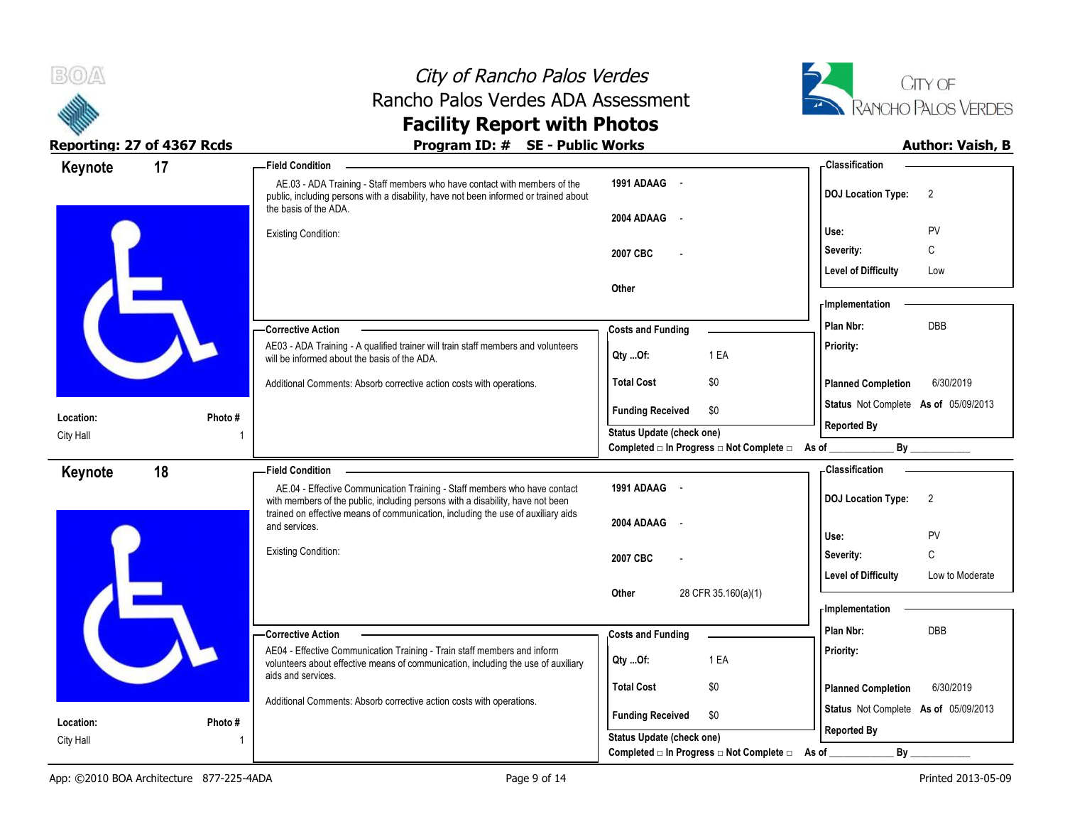## Keynote 17

**Location:** City Hall
**Photo #** 1

**Field Condition**

AE.03 - ADA Training - Staff members who have contact with members of the public, including persons with a disability, have not been informed or trained about the basis of the ADA.

Existing Condition:

| | |
|---|---|
| 1991 ADAAG | - |
| 2004 ADAAG | - |
| 2007 CBC | - |
| Other | |

**Classification**

| | |
|---|---|
| DOJ Location Type: | 2 |
| Use: | PV |
| Severity: | C |
| Level of Difficulty | Low |

**Corrective Action**

AE03 - ADA Training - A qualified trainer will train staff members and volunteers will be informed about the basis of the ADA.

Additional Comments: Absorb corrective action costs with operations.

**Costs and Funding**

| | |
|---|---|
| Qty ...Of: | 1 EA |
| Total Cost | $0 |
| Funding Received | $0 |

Status Update (check one)
Completed □ In Progress □ Not Complete □ As of ____________ By ____________

**Implementation**

| | |
|---|---|
| Plan Nbr: | DBB |
| Priority: | |
| Planned Completion | 6/30/2019 |
| Status | Not Complete As of 05/09/2013 |
| Reported By | |

## Keynote 18

**Location:** City Hall
**Photo #** 1

**Field Condition**

AE.04 - Effective Communication Training - Staff members who have contact with members of the public, including persons with a disability, have not been trained on effective means of communication, including the use of auxiliary aids and services.

Existing Condition:

| | |
|---|---|
| 1991 ADAAG | - |
| 2004 ADAAG | - |
| 2007 CBC | - |
| Other | 28 CFR 35.160(a)(1) |

**Classification**

| | |
|---|---|
| DOJ Location Type: | 2 |
| Use: | PV |
| Severity: | C |
| Level of Difficulty | Low to Moderate |

**Corrective Action**

AE04 - Effective Communication Training - Train staff members and inform volunteers about effective means of communication, including the use of auxiliary aids and services.

Additional Comments: Absorb corrective action costs with operations.

**Costs and Funding**

| | |
|---|---|
| Qty ...Of: | 1 EA |
| Total Cost | $0 |
| Funding Received | $0 |

Status Update (check one)
Completed □ In Progress □ Not Complete □ As of ____________ By ____________

**Implementation**

| | |
|---|---|
| Plan Nbr: | DBB |
| Priority: | |
| Planned Completion | 6/30/2019 |
| Status | Not Complete As of 05/09/2013 |
| Reported By | |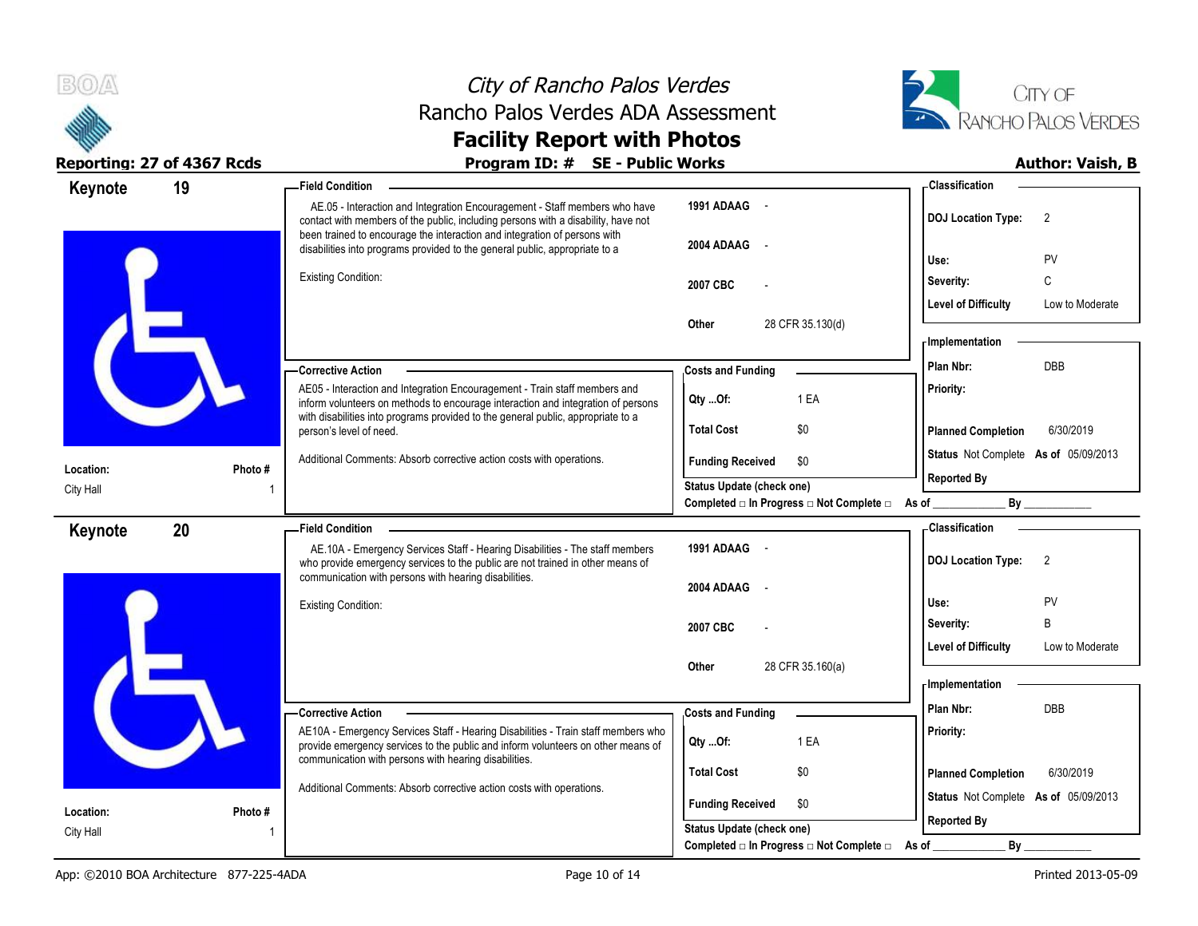# City of Rancho Palos Verdes

## Rancho Palos Verdes ADA Assessment

## Facility Report with Photos

**Reporting: 27 of 4367 Rcds** | **Program ID: # SE - Public Works** | **Author: Vaish, B**

---

### Keynote 19

**Location:** City Hall
**Photo #** 1

**Field Condition**

AE.05 - Interaction and Integration Encouragement - Staff members who have contact with members of the public, including persons with a disability, have not been trained to encourage the interaction and integration of persons with disabilities into programs provided to the general public, appropriate to a

Existing Condition:

| | |
|---|---|
| 1991 ADAAG | - |
| 2004 ADAAG | - |
| 2007 CBC | - |
| Other | 28 CFR 35.130(d) |

**Classification**

| | |
|---|---|
| DOJ Location Type: | 2 |
| Use: | PV |
| Severity: | C |
| Level of Difficulty | Low to Moderate |

**Corrective Action**

AE05 - Interaction and Integration Encouragement - Train staff members and inform volunteers on methods to encourage interaction and integration of persons with disabilities into programs provided to the general public, appropriate to a person's level of need.

Additional Comments: Absorb corrective action costs with operations.

**Costs and Funding**

| | |
|---|---|
| Qty ...Of: | 1 EA |
| Total Cost | $0 |
| Funding Received | $0 |

Status Update (check one)
Completed □ In Progress □ Not Complete □ As of ____________ By ____________

**Implementation**

| | |
|---|---|
| Plan Nbr: | DBB |
| Priority: | |
| Planned Completion | 6/30/2019 |
| Status | Not Complete As of 05/09/2013 |
| Reported By | |

---

### Keynote 20

**Location:** City Hall
**Photo #** 1

**Field Condition**

AE.10A - Emergency Services Staff - Hearing Disabilities - The staff members who provide emergency services to the public are not trained in other means of communication with persons with hearing disabilities.

Existing Condition:

| | |
|---|---|
| 1991 ADAAG | - |
| 2004 ADAAG | - |
| 2007 CBC | - |
| Other | 28 CFR 35.160(a) |

**Classification**

| | |
|---|---|
| DOJ Location Type: | 2 |
| Use: | PV |
| Severity: | B |
| Level of Difficulty | Low to Moderate |

**Corrective Action**

AE10A - Emergency Services Staff - Hearing Disabilities - Train staff members who provide emergency services to the public and inform volunteers on other means of communication with persons with hearing disabilities.

Additional Comments: Absorb corrective action costs with operations.

**Costs and Funding**

| | |
|---|---|
| Qty ...Of: | 1 EA |
| Total Cost | $0 |
| Funding Received | $0 |

Status Update (check one)
Completed □ In Progress □ Not Complete □ As of ____________ By ____________

**Implementation**

| | |
|---|---|
| Plan Nbr: | DBB |
| Priority: | |
| Planned Completion | 6/30/2019 |
| Status | Not Complete As of 05/09/2013 |
| Reported By | |

App: ©2010 BOA Architecture 877-225-4ADA | Printed 2013-05-09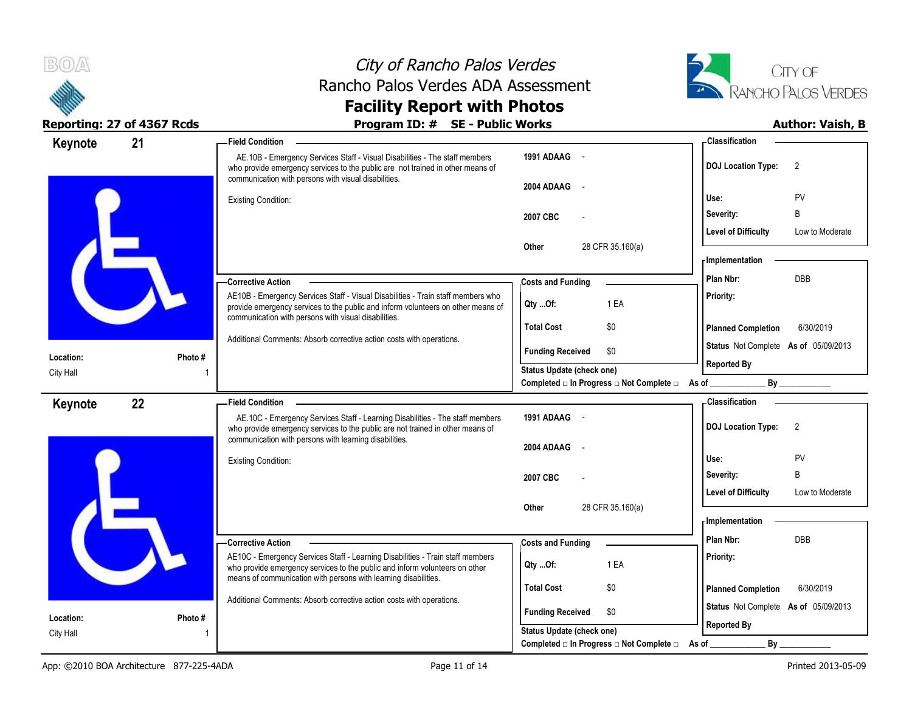# City of Rancho Palos Verdes
## Rancho Palos Verdes ADA Assessment
## Facility Report with Photos

**Reporting: 27 of 4367 Rcds** — **Program ID: # SE - Public Works** — **Author: Vaish, B**

---

## Keynote 21

**Location:** City Hall
**Photo #:** 1

**Field Condition**

AE.10B - Emergency Services Staff - Visual Disabilities - The staff members who provide emergency services to the public are not trained in other means of communication with persons with visual disabilities.

Existing Condition:

| | |
|---|---|
| 1991 ADAAG | - |
| 2004 ADAAG | - |
| 2007 CBC | - |
| Other | 28 CFR 35.160(a) |

**Classification**

| | |
|---|---|
| DOJ Location Type: | 2 |
| Use: | PV |
| Severity: | B |
| Level of Difficulty | Low to Moderate |

**Corrective Action**

AE10B - Emergency Services Staff - Visual Disabilities - Train staff members who provide emergency services to the public and inform volunteers on other means of communication with persons with visual disabilities.

Additional Comments: Absorb corrective action costs with operations.

**Costs and Funding**

| | |
|---|---|
| Qty ...Of: | 1 EA |
| Total Cost | $0 |
| Funding Received | $0 |

**Implementation**

| | |
|---|---|
| Plan Nbr: | DBB |
| Priority: | |
| Planned Completion | 6/30/2019 |
| Status | Not Complete As of 05/09/2013 |
| Reported By | |

Status Update (check one)
Completed □ In Progress □ Not Complete □ As of ____________ By ____________

---

## Keynote 22

**Location:** City Hall
**Photo #:** 1

**Field Condition**

AE.10C - Emergency Services Staff - Learning Disabilities - The staff members who provide emergency services to the public are not trained in other means of communication with persons with learning disabilities.

Existing Condition:

| | |
|---|---|
| 1991 ADAAG | - |
| 2004 ADAAG | - |
| 2007 CBC | - |
| Other | 28 CFR 35.160(a) |

**Classification**

| | |
|---|---|
| DOJ Location Type: | 2 |
| Use: | PV |
| Severity: | B |
| Level of Difficulty | Low to Moderate |

**Corrective Action**

AE10C - Emergency Services Staff - Learning Disabilities - Train staff members who provide emergency services to the public and inform volunteers on other means of communication with persons with learning disabilities.

Additional Comments: Absorb corrective action costs with operations.

**Costs and Funding**

| | |
|---|---|
| Qty ...Of: | 1 EA |
| Total Cost | $0 |
| Funding Received | $0 |

**Implementation**

| | |
|---|---|
| Plan Nbr: | DBB |
| Priority: | |
| Planned Completion | 6/30/2019 |
| Status | Not Complete As of 05/09/2013 |
| Reported By | |

Status Update (check one)
Completed □ In Progress □ Not Complete □ As of ____________ By ____________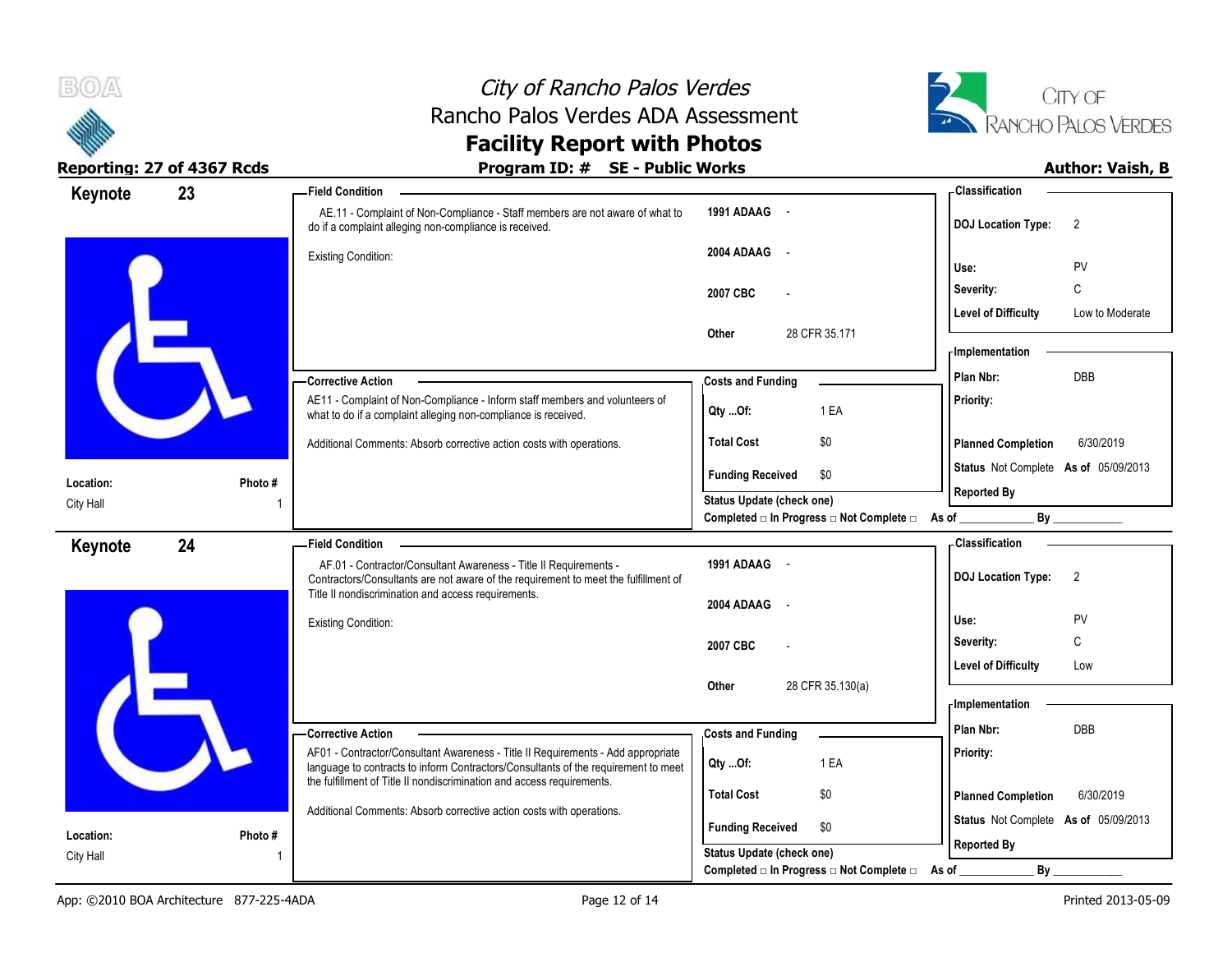## Keynote 23

**Field Condition**

AE.11 - Complaint of Non-Compliance - Staff members are not aware of what to do if a complaint alleging non-compliance is received.

Existing Condition:

| | |
|---|---|
| 1991 ADAAG | - |
| 2004 ADAAG | - |
| 2007 CBC | - |
| Other | 28 CFR 35.171 |

**Classification**

| | |
|---|---|
| DOJ Location Type: | 2 |
| Use: | PV |
| Severity: | C |
| Level of Difficulty | Low to Moderate |

**Corrective Action**

AE11 - Complaint of Non-Compliance - Inform staff members and volunteers of what to do if a complaint alleging non-compliance is received.

Additional Comments: Absorb corrective action costs with operations.

**Costs and Funding**

| | |
|---|---|
| Qty ...Of: | 1 EA |
| Total Cost | $0 |
| Funding Received | $0 |

**Implementation**

| | |
|---|---|
| Plan Nbr: | DBB |
| Priority: | |
| Planned Completion | 6/30/2019 |
| Status | Not Complete As of 05/09/2013 |
| Reported By | |

Location: City Hall

Photo #: 1

Status Update (check one)

Completed □ In Progress □ Not Complete □ As of ____________ By ____________

## Keynote 24

**Field Condition**

AF.01 - Contractor/Consultant Awareness - Title II Requirements - Contractors/Consultants are not aware of the requirement to meet the fulfillment of Title II nondiscrimination and access requirements.

Existing Condition:

| | |
|---|---|
| 1991 ADAAG | - |
| 2004 ADAAG | - |
| 2007 CBC | - |
| Other | 28 CFR 35.130(a) |

**Classification**

| | |
|---|---|
| DOJ Location Type: | 2 |
| Use: | PV |
| Severity: | C |
| Level of Difficulty | Low |

**Corrective Action**

AF01 - Contractor/Consultant Awareness - Title II Requirements - Add appropriate language to contracts to inform Contractors/Consultants of the requirement to meet the fulfillment of Title II nondiscrimination and access requirements.

Additional Comments: Absorb corrective action costs with operations.

**Costs and Funding**

| | |
|---|---|
| Qty ...Of: | 1 EA |
| Total Cost | $0 |
| Funding Received | $0 |

**Implementation**

| | |
|---|---|
| Plan Nbr: | DBB |
| Priority: | |
| Planned Completion | 6/30/2019 |
| Status | Not Complete As of 05/09/2013 |
| Reported By | |

Location: City Hall

Photo #: 1

Status Update (check one)

Completed □ In Progress □ Not Complete □ As of ____________ By ____________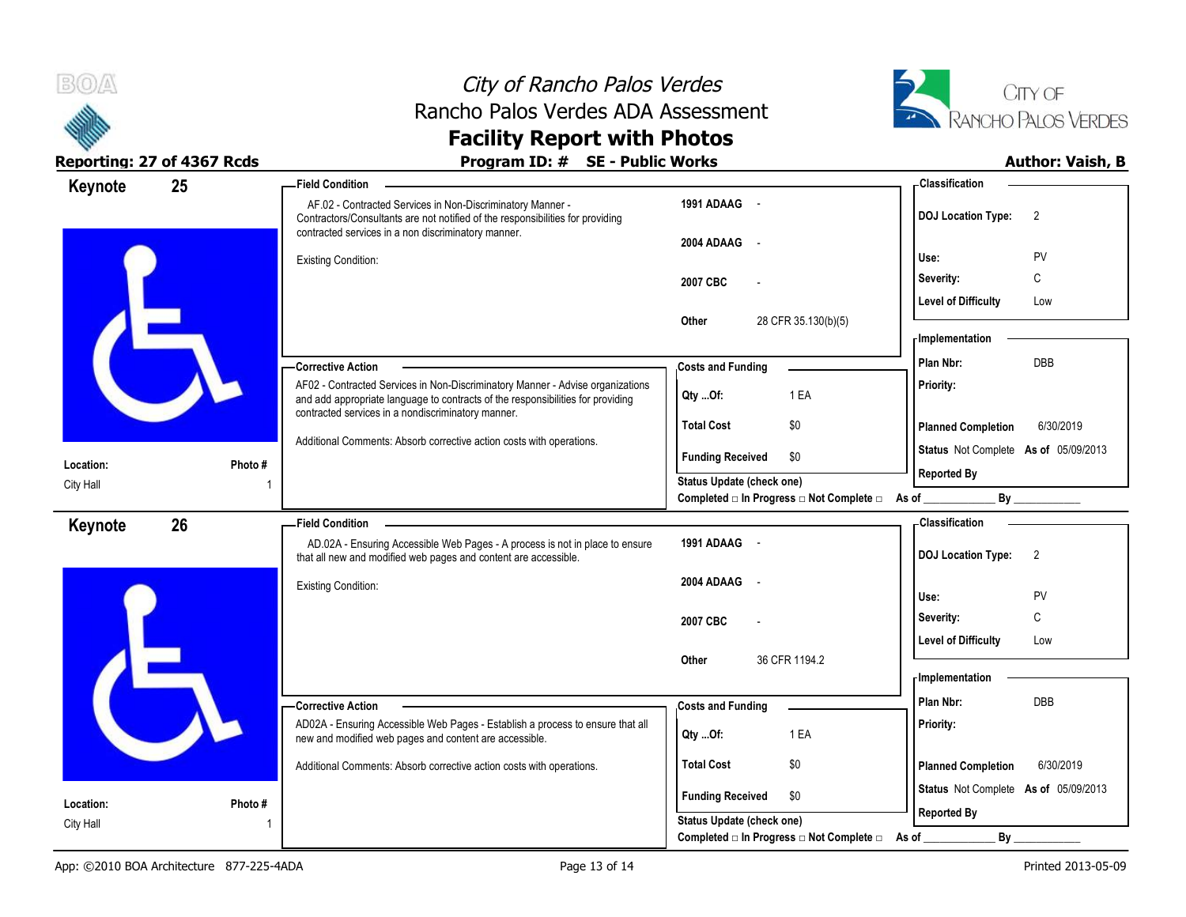# City of Rancho Palos Verdes
## Rancho Palos Verdes ADA Assessment
## Facility Report with Photos

**Reporting: 27 of 4367 Rcds** | **Program ID: # SE - Public Works** | **Author: Vaish, B**

---

### Keynote 25

**Location:** City Hall
**Photo #** 1

**Field Condition**

AF.02 - Contracted Services in Non-Discriminatory Manner - Contractors/Consultants are not notified of the responsibilities for providing contracted services in a non discriminatory manner.

Existing Condition:

| | |
|---|---|
| 1991 ADAAG | - |
| 2004 ADAAG | - |
| 2007 CBC | - |
| Other | 28 CFR 35.130(b)(5) |

**Classification**

| | |
|---|---|
| DOJ Location Type: | 2 |
| Use: | PV |
| Severity: | C |
| Level of Difficulty | Low |

**Corrective Action**

AF02 - Contracted Services in Non-Discriminatory Manner - Advise organizations and add appropriate language to contracts of the responsibilities for providing contracted services in a nondiscriminatory manner.

Additional Comments: Absorb corrective action costs with operations.

**Costs and Funding**

| | |
|---|---|
| Qty ...Of: | 1 EA |
| Total Cost | $0 |
| Funding Received | $0 |

**Implementation**

| | |
|---|---|
| Plan Nbr: | DBB |
| Priority: | |
| Planned Completion | 6/30/2019 |
| Status | Not Complete **As of** 05/09/2013 |
| Reported By | |

Status Update (check one)
Completed □ In Progress □ Not Complete □ As of ____________ By ____________

---

### Keynote 26

**Location:** City Hall
**Photo #** 1

**Field Condition**

AD.02A - Ensuring Accessible Web Pages - A process is not in place to ensure that all new and modified web pages and content are accessible.

Existing Condition:

| | |
|---|---|
| 1991 ADAAG | - |
| 2004 ADAAG | - |
| 2007 CBC | - |
| Other | 36 CFR 1194.2 |

**Classification**

| | |
|---|---|
| DOJ Location Type: | 2 |
| Use: | PV |
| Severity: | C |
| Level of Difficulty | Low |

**Corrective Action**

AD02A - Ensuring Accessible Web Pages - Establish a process to ensure that all new and modified web pages and content are accessible.

Additional Comments: Absorb corrective action costs with operations.

**Costs and Funding**

| | |
|---|---|
| Qty ...Of: | 1 EA |
| Total Cost | $0 |
| Funding Received | $0 |

**Implementation**

| | |
|---|---|
| Plan Nbr: | DBB |
| Priority: | |
| Planned Completion | 6/30/2019 |
| Status | Not Complete **As of** 05/09/2013 |
| Reported By | |

Status Update (check one)
Completed □ In Progress □ Not Complete □ As of ____________ By ____________

---

App: ©2010 BOA Architecture 877-225-4ADA | Printed 2013-05-09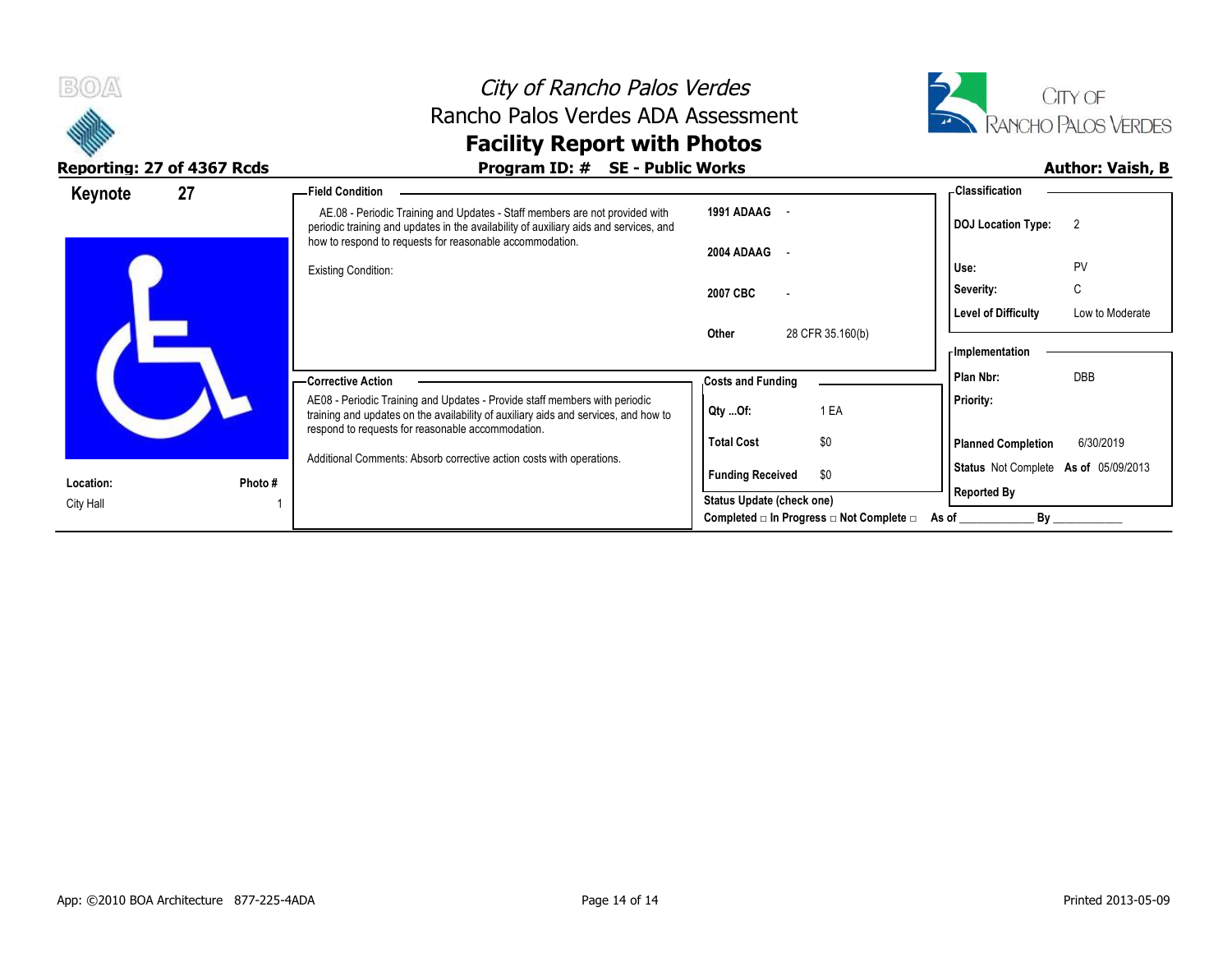# City of Rancho Palos Verdes

## Rancho Palos Verdes ADA Assessment

## Facility Report with Photos

**Reporting: 27 of 4367 Rcds**

**Program ID: # SE - Public Works**

**Author: Vaish, B**

**Keynote 27**

**Location:** City Hall

**Photo #** 1

**Field Condition**

AE.08 - Periodic Training and Updates - Staff members are not provided with periodic training and updates in the availability of auxiliary aids and services, and how to respond to requests for reasonable accommodation.

Existing Condition:

| | |
|---|---|
| **1991 ADAAG** | - |
| **2004 ADAAG** | - |
| **2007 CBC** | - |
| **Other** | 28 CFR 35.160(b) |

**Classification**

| | |
|---|---|
| **DOJ Location Type:** | 2 |
| **Use:** | PV |
| **Severity:** | C |
| **Level of Difficulty** | Low to Moderate |

**Corrective Action**

AE08 - Periodic Training and Updates - Provide staff members with periodic training and updates on the availability of auxiliary aids and services, and how to respond to requests for reasonable accommodation.

Additional Comments: Absorb corrective action costs with operations.

**Costs and Funding**

| | |
|---|---|
| **Qty ...Of:** | 1 EA |
| **Total Cost** | $0 |
| **Funding Received** | $0 |

**Implementation**

| | |
|---|---|
| **Plan Nbr:** | DBB |
| **Priority:** | |
| **Planned Completion** | 6/30/2019 |
| **Status** Not Complete | **As of** 05/09/2013 |
| **Reported By** | |

**Status Update (check one)**

**Completed □ In Progress □ Not Complete □ As of** ____________ **By** ____________

App: ©2010 BOA Architecture 877-225-4ADA

Printed 2013-05-09